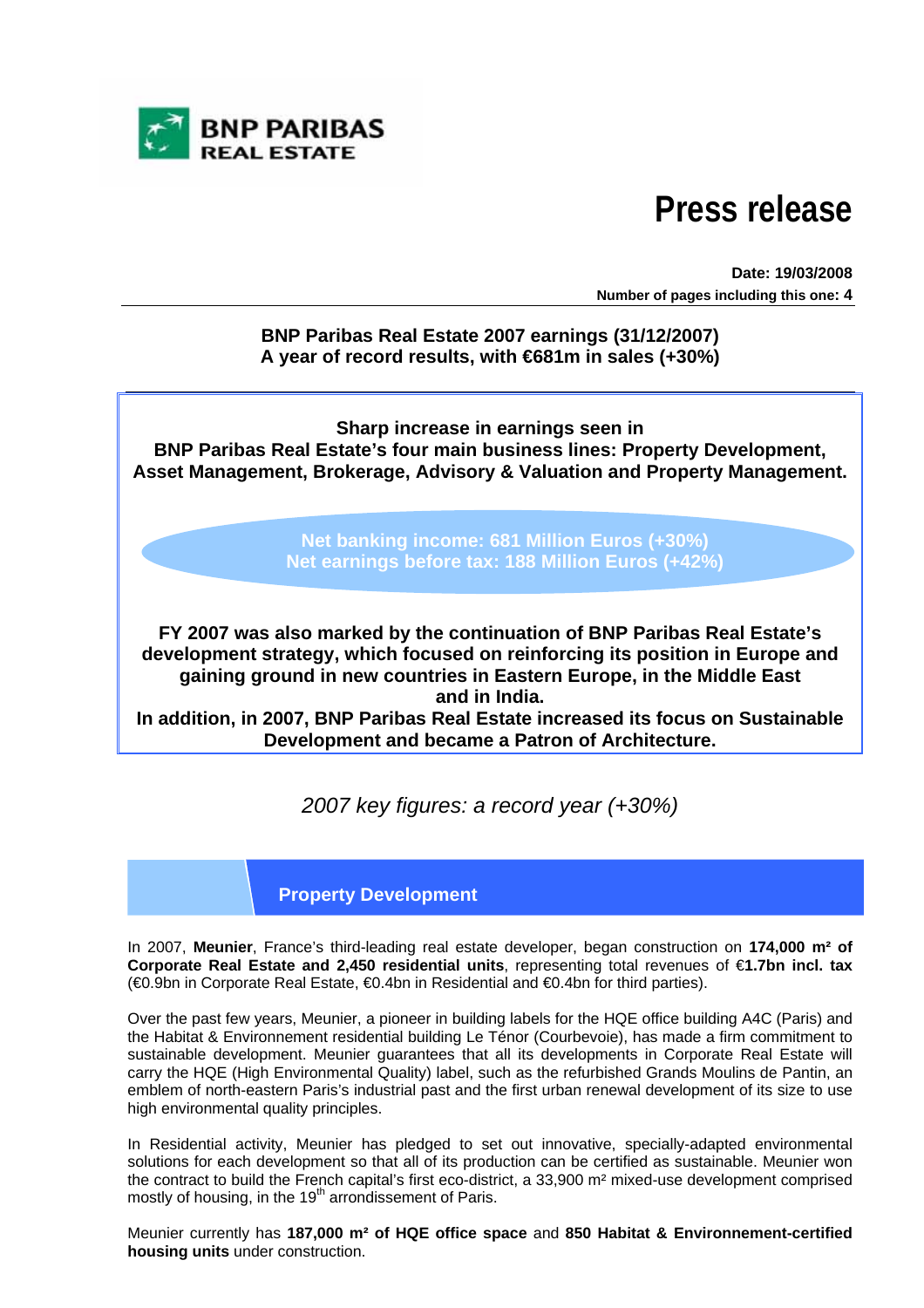**BNP PARIBAS REAL ESTATE**

# Press release

**Date: 19/03/2008**
**Number of pages including this one: 4**

## BNP Paribas Real Estate 2007 earnings (31/12/2007)
## A year of record results, with €681m in sales (+30%)

**Sharp increase in earnings seen in BNP Paribas Real Estate's four main business lines: Property Development, Asset Management, Brokerage, Advisory & Valuation and Property Management.**

**Net banking income: 681 Million Euros (+30%)**
**Net earnings before tax: 188 Million Euros (+42%)**

**FY 2007 was also marked by the continuation of BNP Paribas Real Estate's development strategy, which focused on reinforcing its position in Europe and gaining ground in new countries in Eastern Europe, in the Middle East and in India.**
**In addition, in 2007, BNP Paribas Real Estate increased its focus on Sustainable Development and became a Patron of Architecture.**

*2007 key figures: a record year (+30%)*

### Property Development

In 2007, **Meunier**, France's third-leading real estate developer, began construction on **174,000 m² of Corporate Real Estate and 2,450 residential units**, representing total revenues of €**1.7bn incl. tax** (€0.9bn in Corporate Real Estate, €0.4bn in Residential and €0.4bn for third parties).

Over the past few years, Meunier, a pioneer in building labels for the HQE office building A4C (Paris) and the Habitat & Environnement residential building Le Ténor (Courbevoie), has made a firm commitment to sustainable development. Meunier guarantees that all its developments in Corporate Real Estate will carry the HQE (High Environmental Quality) label, such as the refurbished Grands Moulins de Pantin, an emblem of north-eastern Paris's industrial past and the first urban renewal development of its size to use high environmental quality principles.

In Residential activity, Meunier has pledged to set out innovative, specially-adapted environmental solutions for each development so that all of its production can be certified as sustainable. Meunier won the contract to build the French capital's first eco-district, a 33,900 m² mixed-use development comprised mostly of housing, in the 19th arrondissement of Paris.

Meunier currently has **187,000 m² of HQE office space** and **850 Habitat & Environnement-certified housing units** under construction.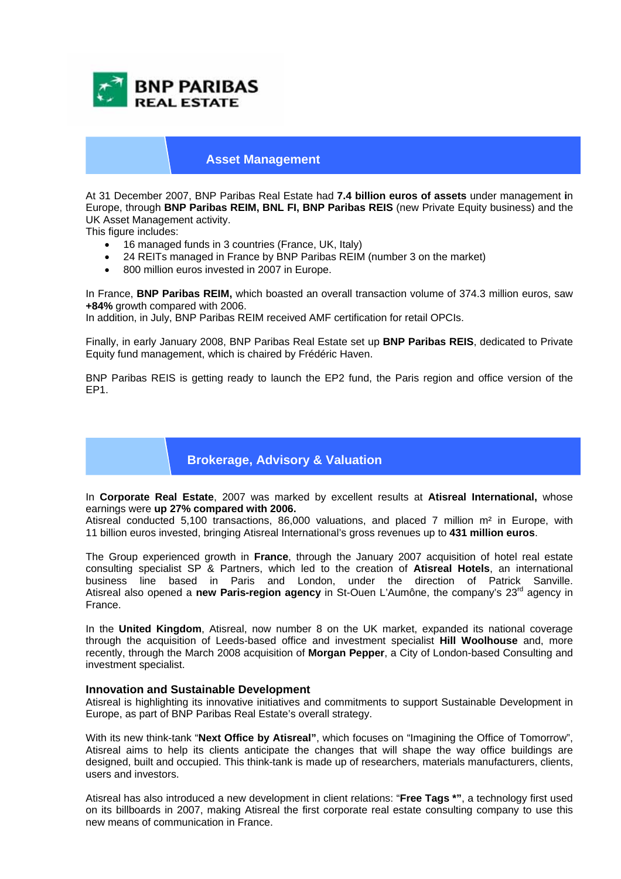BNP PARIBAS REAL ESTATE

## Asset Management

At 31 December 2007, BNP Paribas Real Estate had **7.4 billion euros of assets** under management **i**n Europe, through **BNP Paribas REIM, BNL FI, BNP Paribas REIS** (new Private Equity business) and the UK Asset Management activity.
This figure includes:

- 16 managed funds in 3 countries (France, UK, Italy)
- 24 REITs managed in France by BNP Paribas REIM (number 3 on the market)
- 800 million euros invested in 2007 in Europe.

In France, **BNP Paribas REIM,** which boasted an overall transaction volume of 374.3 million euros, saw **+84%** growth compared with 2006.
In addition, in July, BNP Paribas REIM received AMF certification for retail OPCIs.

Finally, in early January 2008, BNP Paribas Real Estate set up **BNP Paribas REIS**, dedicated to Private Equity fund management, which is chaired by Frédéric Haven.

BNP Paribas REIS is getting ready to launch the EP2 fund, the Paris region and office version of the EP1.

## Brokerage, Advisory & Valuation

In **Corporate Real Estate**, 2007 was marked by excellent results at **Atisreal International,** whose earnings were **up 27% compared with 2006.**
Atisreal conducted 5,100 transactions, 86,000 valuations, and placed 7 million m² in Europe, with 11 billion euros invested, bringing Atisreal International's gross revenues up to **431 million euros**.

The Group experienced growth in **France**, through the January 2007 acquisition of hotel real estate consulting specialist SP & Partners, which led to the creation of **Atisreal Hotels**, an international business line based in Paris and London, under the direction of Patrick Sanville. Atisreal also opened a **new Paris-region agency** in St-Ouen L'Aumône, the company's 23rd agency in France.

In the **United Kingdom**, Atisreal, now number 8 on the UK market, expanded its national coverage through the acquisition of Leeds-based office and investment specialist **Hill Woolhouse** and, more recently, through the March 2008 acquisition of **Morgan Pepper**, a City of London-based Consulting and investment specialist.

### Innovation and Sustainable Development

Atisreal is highlighting its innovative initiatives and commitments to support Sustainable Development in Europe, as part of BNP Paribas Real Estate's overall strategy.

With its new think-tank "**Next Office by Atisreal"**, which focuses on "Imagining the Office of Tomorrow", Atisreal aims to help its clients anticipate the changes that will shape the way office buildings are designed, built and occupied. This think-tank is made up of researchers, materials manufacturers, clients, users and investors.

Atisreal has also introduced a new development in client relations: "**Free Tags \*"**, a technology first used on its billboards in 2007, making Atisreal the first corporate real estate consulting company to use this new means of communication in France.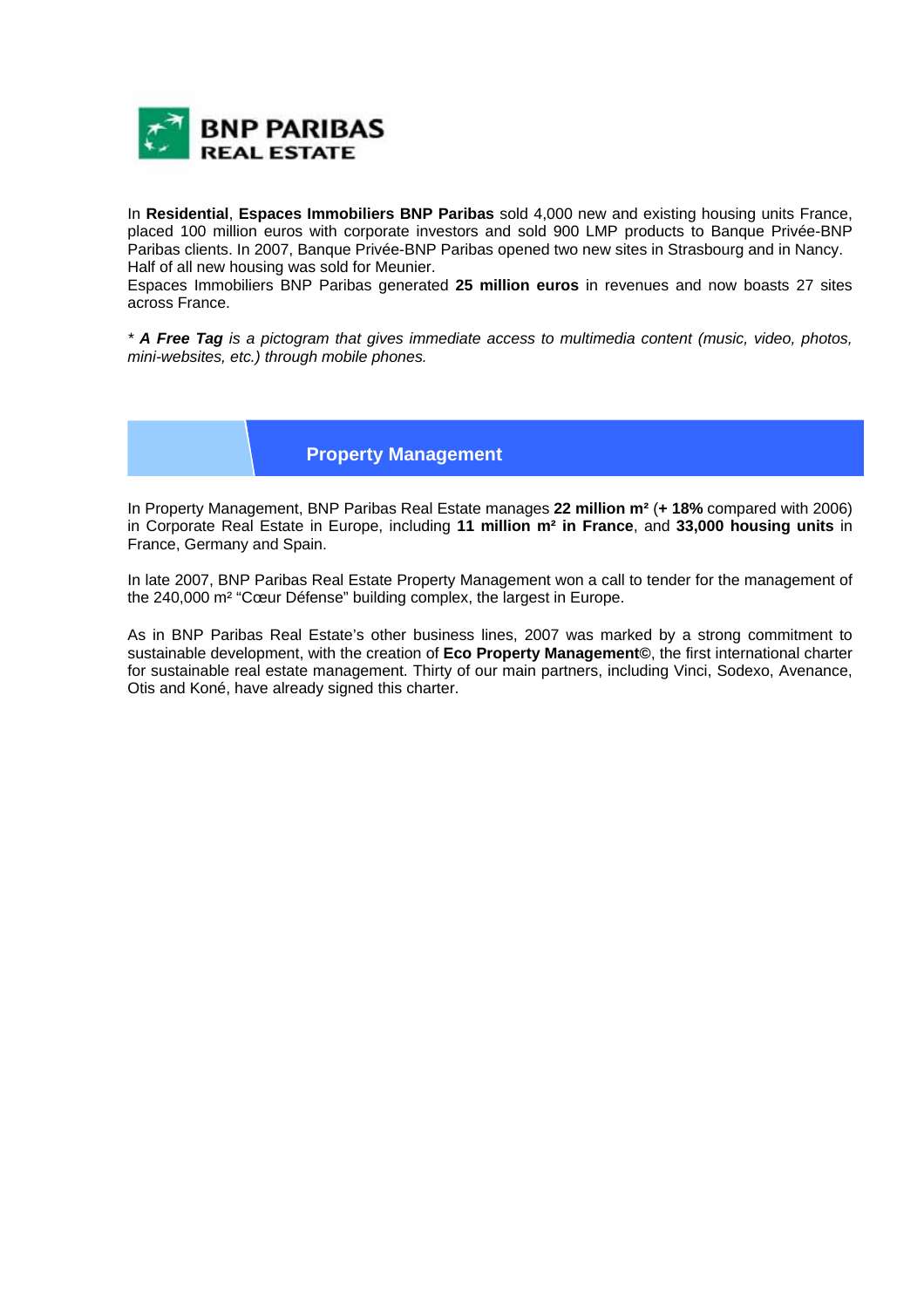**BNP PARIBAS REAL ESTATE**

In **Residential**, **Espaces Immobiliers BNP Paribas** sold 4,000 new and existing housing units France, placed 100 million euros with corporate investors and sold 900 LMP products to Banque Privée-BNP Paribas clients. In 2007, Banque Privée-BNP Paribas opened two new sites in Strasbourg and in Nancy. Half of all new housing was sold for Meunier.
Espaces Immobiliers BNP Paribas generated **25 million euros** in revenues and now boasts 27 sites across France.

*\* **A Free Tag** is a pictogram that gives immediate access to multimedia content (music, video, photos, mini-websites, etc.) through mobile phones.*

## Property Management

In Property Management, BNP Paribas Real Estate manages **22 million m²** (**+ 18%** compared with 2006) in Corporate Real Estate in Europe, including **11 million m² in France**, and **33,000 housing units** in France, Germany and Spain.

In late 2007, BNP Paribas Real Estate Property Management won a call to tender for the management of the 240,000 m² "Cœur Défense" building complex, the largest in Europe.

As in BNP Paribas Real Estate's other business lines, 2007 was marked by a strong commitment to sustainable development, with the creation of **Eco Property Management©**, the first international charter for sustainable real estate management. Thirty of our main partners, including Vinci, Sodexo, Avenance, Otis and Koné, have already signed this charter.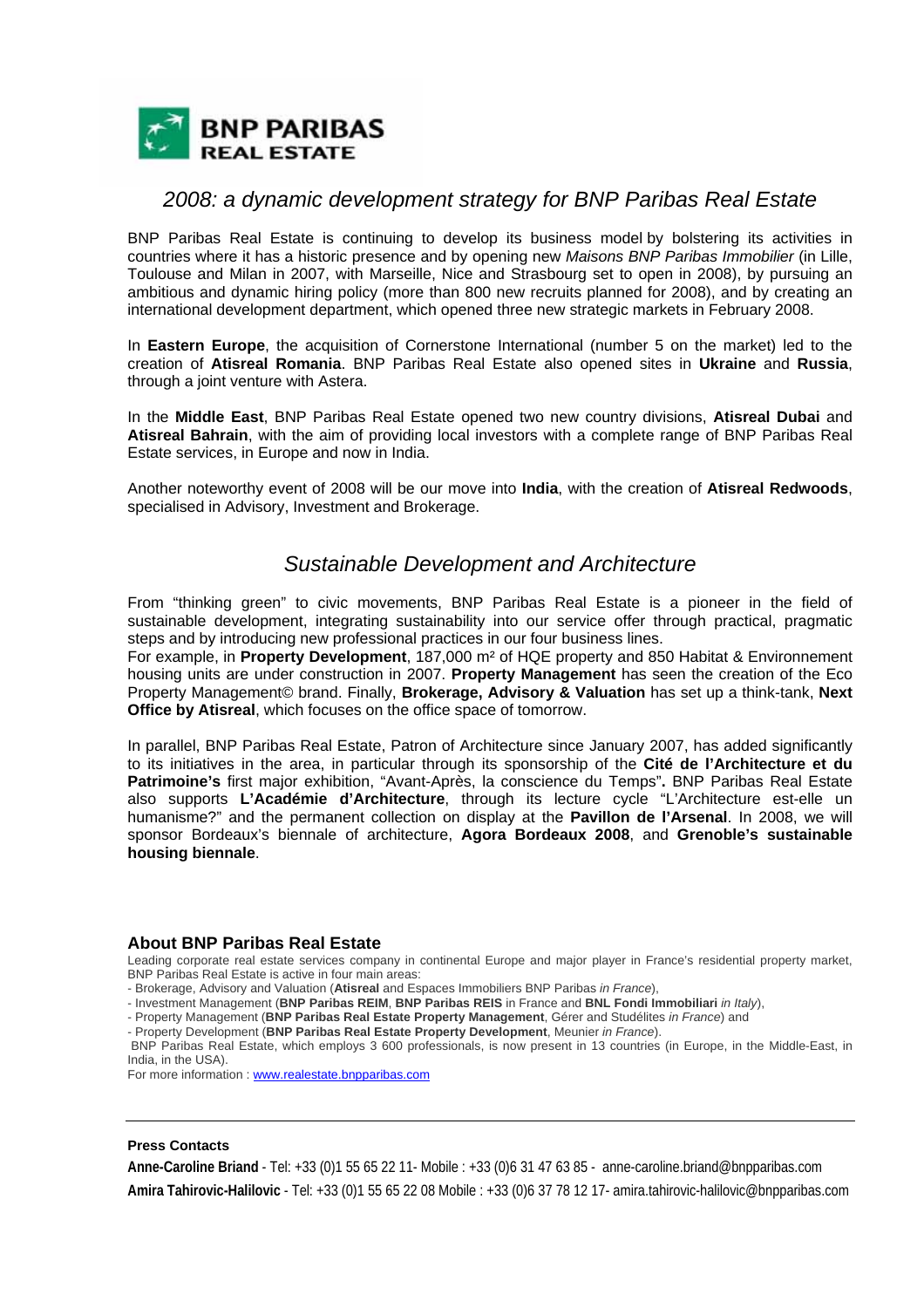BNP PARIBAS REAL ESTATE

## *2008: a dynamic development strategy for BNP Paribas Real Estate*

BNP Paribas Real Estate is continuing to develop its business model by bolstering its activities in countries where it has a historic presence and by opening new *Maisons BNP Paribas Immobilier* (in Lille, Toulouse and Milan in 2007, with Marseille, Nice and Strasbourg set to open in 2008), by pursuing an ambitious and dynamic hiring policy (more than 800 new recruits planned for 2008), and by creating an international development department, which opened three new strategic markets in February 2008.

In **Eastern Europe**, the acquisition of Cornerstone International (number 5 on the market) led to the creation of **Atisreal Romania**. BNP Paribas Real Estate also opened sites in **Ukraine** and **Russia**, through a joint venture with Astera.

In the **Middle East**, BNP Paribas Real Estate opened two new country divisions, **Atisreal Dubai** and **Atisreal Bahrain**, with the aim of providing local investors with a complete range of BNP Paribas Real Estate services, in Europe and now in India.

Another noteworthy event of 2008 will be our move into **India**, with the creation of **Atisreal Redwoods**, specialised in Advisory, Investment and Brokerage.

## *Sustainable Development and Architecture*

From "thinking green" to civic movements, BNP Paribas Real Estate is a pioneer in the field of sustainable development, integrating sustainability into our service offer through practical, pragmatic steps and by introducing new professional practices in our four business lines.
For example, in **Property Development**, 187,000 m² of HQE property and 850 Habitat & Environnement housing units are under construction in 2007. **Property Management** has seen the creation of the Eco Property Management© brand. Finally, **Brokerage, Advisory & Valuation** has set up a think-tank, **Next Office by Atisreal**, which focuses on the office space of tomorrow.

In parallel, BNP Paribas Real Estate, Patron of Architecture since January 2007, has added significantly to its initiatives in the area, in particular through its sponsorship of the **Cité de l'Architecture et du Patrimoine's** first major exhibition, "Avant-Après, la conscience du Temps"**.** BNP Paribas Real Estate also supports **L'Académie d'Architecture**, through its lecture cycle "L'Architecture est-elle un humanisme?" and the permanent collection on display at the **Pavillon de l'Arsenal**. In 2008, we will sponsor Bordeaux's biennale of architecture, **Agora Bordeaux 2008**, and **Grenoble's sustainable housing biennale**.

### About BNP Paribas Real Estate

Leading corporate real estate services company in continental Europe and major player in France's residential property market, BNP Paribas Real Estate is active in four main areas:

- Brokerage, Advisory and Valuation (**Atisreal** and Espaces Immobiliers BNP Paribas *in France*),
- Investment Management (**BNP Paribas REIM**, **BNP Paribas REIS** in France and **BNL Fondi Immobiliari** *in Italy*),
- Property Management (**BNP Paribas Real Estate Property Management**, Gérer and Studélites *in France*) and
- Property Development (**BNP Paribas Real Estate Property Development**, Meunier *in France*).

BNP Paribas Real Estate, which employs 3 600 professionals, is now present in 13 countries (in Europe, in the Middle-East, in India, in the USA).
For more information : www.realestate.bnpparibas.com

---

**Press Contacts**

**Anne-Caroline Briand** - Tel: +33 (0)1 55 65 22 11- Mobile : +33 (0)6 31 47 63 85 - anne-caroline.briand@bnpparibas.com

**Amira Tahirovic-Halilovic** - Tel: +33 (0)1 55 65 22 08 Mobile : +33 (0)6 37 78 12 17- amira.tahirovic-halilovic@bnpparibas.com